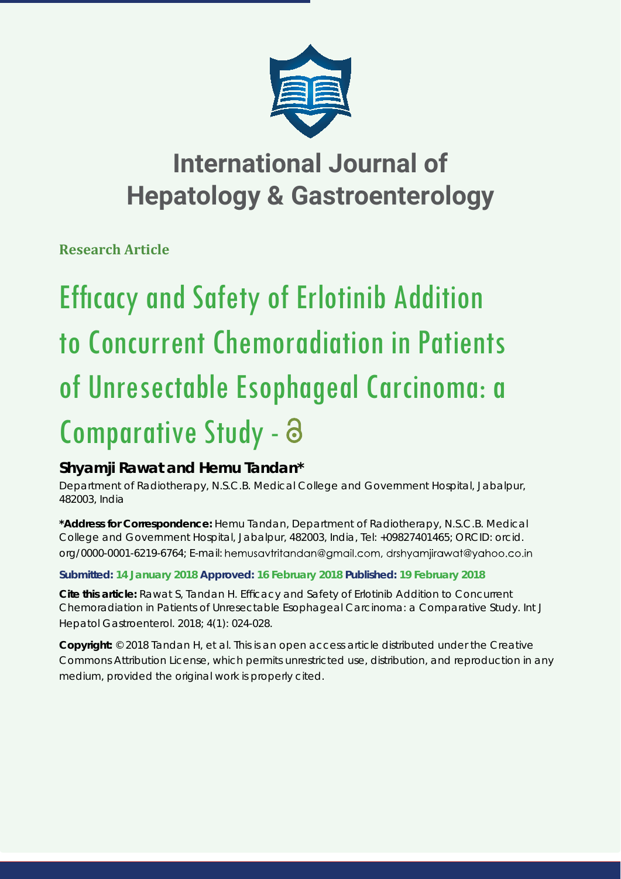# International Journal of Hepatology & Gastroenterology

**Research Article**

# Efficacy and Safety of Erlotinib Addition to Concurrent Chemoradiation in Patients of Unresectable Esophageal Carcinoma: a Comparative Study

**Shyamji Rawat and Hemu Tandan***

Department of Radiotherapy, N.S.C.B. Medical College and Government Hospital, Jabalpur, 482003, India

**\*Address for Correspondence:** Hemu Tandan, Department of Radiotherapy, N.S.C.B. Medical College and Government Hospital, Jabalpur, 482003, India, Tel: +09827401465; ORCID: orcid.org/0000-0001-6219-6764; E-mail: hemusavtritandan@gmail.com, drshyamjirawat@yahoo.co.in

**Submitted: 14 January 2018 Approved: 16 February 2018 Published: 19 February 2018**

**Cite this article:** Rawat S, Tandan H. Efficacy and Safety of Erlotinib Addition to Concurrent Chemoradiation in Patients of Unresectable Esophageal Carcinoma: a Comparative Study. Int J Hepatol Gastroenterol. 2018; 4(1): 024-028.

**Copyright:** © 2018 Tandan H, et al. This is an open access article distributed under the Creative Commons Attribution License, which permits unrestricted use, distribution, and reproduction in any medium, provided the original work is properly cited.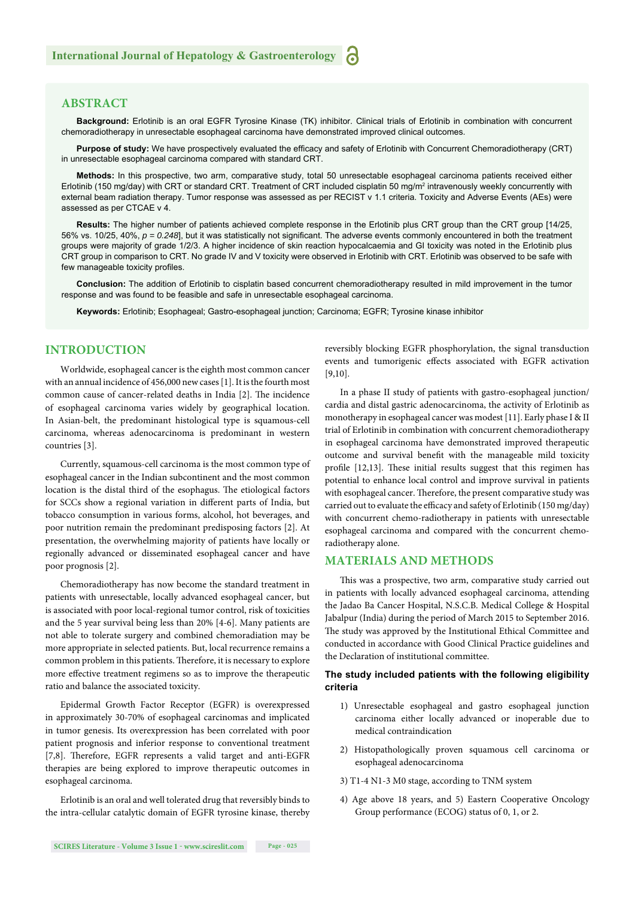## ABSTRACT

**Background:** Erlotinib is an oral EGFR Tyrosine Kinase (TK) inhibitor. Clinical trials of Erlotinib in combination with concurrent chemoradiotherapy in unresectable esophageal carcinoma have demonstrated improved clinical outcomes.

**Purpose of study:** We have prospectively evaluated the efficacy and safety of Erlotinib with Concurrent Chemoradiotherapy (CRT) in unresectable esophageal carcinoma compared with standard CRT.

**Methods:** In this prospective, two arm, comparative study, total 50 unresectable esophageal carcinoma patients received either Erlotinib (150 mg/day) with CRT or standard CRT. Treatment of CRT included cisplatin 50 mg/m$^2$ intravenously weekly concurrently with external beam radiation therapy. Tumor response was assessed as per RECIST v 1.1 criteria. Toxicity and Adverse Events (AEs) were assessed as per CTCAE v 4.

**Results:** The higher number of patients achieved complete response in the Erlotinib plus CRT group than the CRT group [14/25, 56% vs. 10/25, 40%, *p = 0.248*], but it was statistically not significant. The adverse events commonly encountered in both the treatment groups were majority of grade 1/2/3. A higher incidence of skin reaction hypocalcaemia and GI toxicity was noted in the Erlotinib plus CRT group in comparison to CRT. No grade IV and V toxicity were observed in Erlotinib with CRT. Erlotinib was observed to be safe with few manageable toxicity profiles.

**Conclusion:** The addition of Erlotinib to cisplatin based concurrent chemoradiotherapy resulted in mild improvement in the tumor response and was found to be feasible and safe in unresectable esophageal carcinoma.

**Keywords:** Erlotinib; Esophageal; Gastro-esophageal junction; Carcinoma; EGFR; Tyrosine kinase inhibitor

## INTRODUCTION

Worldwide, esophageal cancer is the eighth most common cancer with an annual incidence of 456,000 new cases [1]. It is the fourth most common cause of cancer-related deaths in India [2]. The incidence of esophageal carcinoma varies widely by geographical location. In Asian-belt, the predominant histological type is squamous-cell carcinoma, whereas adenocarcinoma is predominant in western countries [3].

Currently, squamous-cell carcinoma is the most common type of esophageal cancer in the Indian subcontinent and the most common location is the distal third of the esophagus. The etiological factors for SCCs show a regional variation in different parts of India, but tobacco consumption in various forms, alcohol, hot beverages, and poor nutrition remain the predominant predisposing factors [2]. At presentation, the overwhelming majority of patients have locally or regionally advanced or disseminated esophageal cancer and have poor prognosis [2].

Chemoradiotherapy has now become the standard treatment in patients with unresectable, locally advanced esophageal cancer, but is associated with poor local-regional tumor control, risk of toxicities and the 5 year survival being less than 20% [4-6]. Many patients are not able to tolerate surgery and combined chemoradiation may be more appropriate in selected patients. But, local recurrence remains a common problem in this patients. Therefore, it is necessary to explore more effective treatment regimens so as to improve the therapeutic ratio and balance the associated toxicity.

Epidermal Growth Factor Receptor (EGFR) is overexpressed in approximately 30-70% of esophageal carcinomas and implicated in tumor genesis. Its overexpression has been correlated with poor patient prognosis and inferior response to conventional treatment [7,8]. Therefore, EGFR represents a valid target and anti-EGFR therapies are being explored to improve therapeutic outcomes in esophageal carcinoma.

Erlotinib is an oral and well tolerated drug that reversibly binds to the intra-cellular catalytic domain of EGFR tyrosine kinase, thereby reversibly blocking EGFR phosphorylation, the signal transduction events and tumorigenic effects associated with EGFR activation [9,10].

In a phase II study of patients with gastro-esophageal junction/cardia and distal gastric adenocarcinoma, the activity of Erlotinib as monotherapy in esophageal cancer was modest [11]. Early phase I & II trial of Erlotinib in combination with concurrent chemoradiotherapy in esophageal carcinoma have demonstrated improved therapeutic outcome and survival benefit with the manageable mild toxicity profile [12,13]. These initial results suggest that this regimen has potential to enhance local control and improve survival in patients with esophageal cancer. Therefore, the present comparative study was carried out to evaluate the efficacy and safety of Erlotinib (150 mg/day) with concurrent chemo-radiotherapy in patients with unresectable esophageal carcinoma and compared with the concurrent chemo-radiotherapy alone.

## MATERIALS AND METHODS

This was a prospective, two arm, comparative study carried out in patients with locally advanced esophageal carcinoma, attending the Jadao Ba Cancer Hospital, N.S.C.B. Medical College & Hospital Jabalpur (India) during the period of March 2015 to September 2016. The study was approved by the Institutional Ethical Committee and conducted in accordance with Good Clinical Practice guidelines and the Declaration of institutional committee.

### The study included patients with the following eligibility criteria

1) Unresectable esophageal and gastro esophageal junction carcinoma either locally advanced or inoperable due to medical contraindication

2) Histopathologically proven squamous cell carcinoma or esophageal adenocarcinoma

3) T1-4 N1-3 M0 stage, according to TNM system

4) Age above 18 years, and 5) Eastern Cooperative Oncology Group performance (ECOG) status of 0, 1, or 2.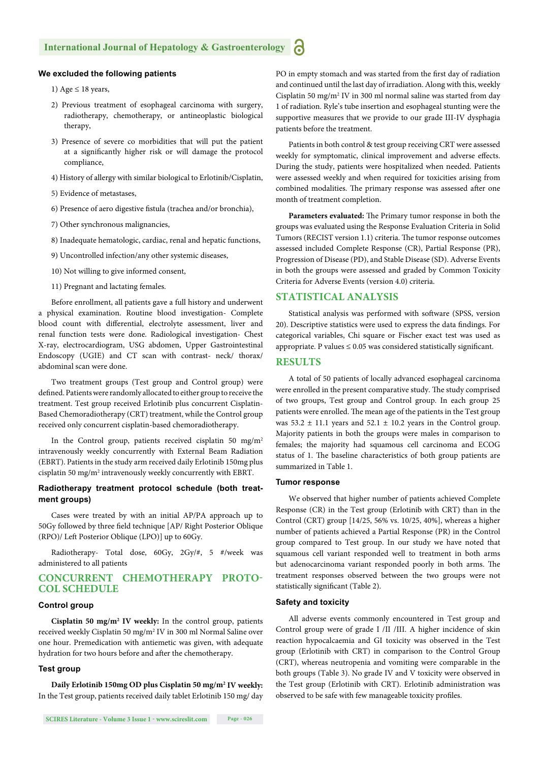#### We excluded the following patients

1) Age ≤ 18 years,

2) Previous treatment of esophageal carcinoma with surgery, radiotherapy, chemotherapy, or antineoplastic biological therapy,

3) Presence of severe co morbidities that will put the patient at a significantly higher risk or will damage the protocol compliance,

4) History of allergy with similar biological to Erlotinib/Cisplatin,

5) Evidence of metastases,

6) Presence of aero digestive fistula (trachea and/or bronchia),

7) Other synchronous malignancies,

8) Inadequate hematologic, cardiac, renal and hepatic functions,

9) Uncontrolled infection/any other systemic diseases,

10) Not willing to give informed consent,

11) Pregnant and lactating females.

Before enrollment, all patients gave a full history and underwent a physical examination. Routine blood investigation- Complete blood count with differential, electrolyte assessment, liver and renal function tests were done. Radiological investigation- Chest X-ray, electrocardiogram, USG abdomen, Upper Gastrointestinal Endoscopy (UGIE) and CT scan with contrast- neck/ thorax/ abdominal scan were done.

Two treatment groups (Test group and Control group) were defined. Patients were randomly allocated to either group to receive the treatment. Test group received Erlotinib plus concurrent Cisplatin-Based Chemoradiotherapy (CRT) treatment, while the Control group received only concurrent cisplatin-based chemoradiotherapy.

In the Control group, patients received cisplatin 50 mg/m$^2$ intravenously weekly concurrently with External Beam Radiation (EBRT). Patients in the study arm received daily Erlotinib 150mg plus cisplatin 50 mg/m$^2$ intravenously weekly concurrently with EBRT.

#### Radiotherapy treatment protocol schedule (both treatment groups)

Cases were treated by with an initial AP/PA approach up to 50Gy followed by three field technique [AP/ Right Posterior Oblique (RPO)/ Left Posterior Oblique (LPO)] up to 60Gy.

Radiotherapy- Total dose, 60Gy, 2Gy/#, 5 #/week was administered to all patients

## CONCURRENT CHEMOTHERAPY PROTOCOL SCHEDULE

#### Control group

**Cisplatin 50 mg/m$^2$ IV weekly:** In the control group, patients received weekly Cisplatin 50 mg/m$^2$ IV in 300 ml Normal Saline over one hour. Premedication with antiemetic was given, with adequate hydration for two hours before and after the chemotherapy.

#### Test group

**Daily Erlotinib 150mg OD plus Cisplatin 50 mg/m$^2$ IV weekly:** In the Test group, patients received daily tablet Erlotinib 150 mg/ day PO in empty stomach and was started from the first day of radiation and continued until the last day of irradiation. Along with this, weekly Cisplatin 50 mg/m$^2$ IV in 300 ml normal saline was started from day 1 of radiation. Ryle's tube insertion and esophageal stunting were the supportive measures that we provide to our grade III-IV dysphagia patients before the treatment.

Patients in both control & test group receiving CRT were assessed weekly for symptomatic, clinical improvement and adverse effects. During the study, patients were hospitalized when needed. Patients were assessed weekly and when required for toxicities arising from combined modalities. The primary response was assessed after one month of treatment completion.

**Parameters evaluated:** The Primary tumor response in both the groups was evaluated using the Response Evaluation Criteria in Solid Tumors (RECIST version 1.1) criteria. The tumor response outcomes assessed included Complete Response (CR), Partial Response (PR), Progression of Disease (PD), and Stable Disease (SD). Adverse Events in both the groups were assessed and graded by Common Toxicity Criteria for Adverse Events (version 4.0) criteria.

## STATISTICAL ANALYSIS

Statistical analysis was performed with software (SPSS, version 20). Descriptive statistics were used to express the data findings. For categorical variables, Chi square or Fischer exact test was used as appropriate. P values ≤ 0.05 was considered statistically significant.

## RESULTS

A total of 50 patients of locally advanced esophageal carcinoma were enrolled in the present comparative study. The study comprised of two groups, Test group and Control group. In each group 25 patients were enrolled. The mean age of the patients in the Test group was 53.2 ± 11.1 years and 52.1 ± 10.2 years in the Control group. Majority patients in both the groups were males in comparison to females; the majority had squamous cell carcinoma and ECOG status of 1. The baseline characteristics of both group patients are summarized in Table 1.

#### Tumor response

We observed that higher number of patients achieved Complete Response (CR) in the Test group (Erlotinib with CRT) than in the Control (CRT) group [14/25, 56% vs. 10/25, 40%], whereas a higher number of patients achieved a Partial Response (PR) in the Control group compared to Test group. In our study we have noted that squamous cell variant responded well to treatment in both arms but adenocarcinoma variant responded poorly in both arms. The treatment responses observed between the two groups were not statistically significant (Table 2).

#### Safety and toxicity

All adverse events commonly encountered in Test group and Control group were of grade I /II /III. A higher incidence of skin reaction hypocalcaemia and GI toxicity was observed in the Test group (Erlotinib with CRT) in comparison to the Control Group (CRT), whereas neutropenia and vomiting were comparable in the both groups (Table 3). No grade IV and V toxicity were observed in the Test group (Erlotinib with CRT). Erlotinib administration was observed to be safe with few manageable toxicity profiles.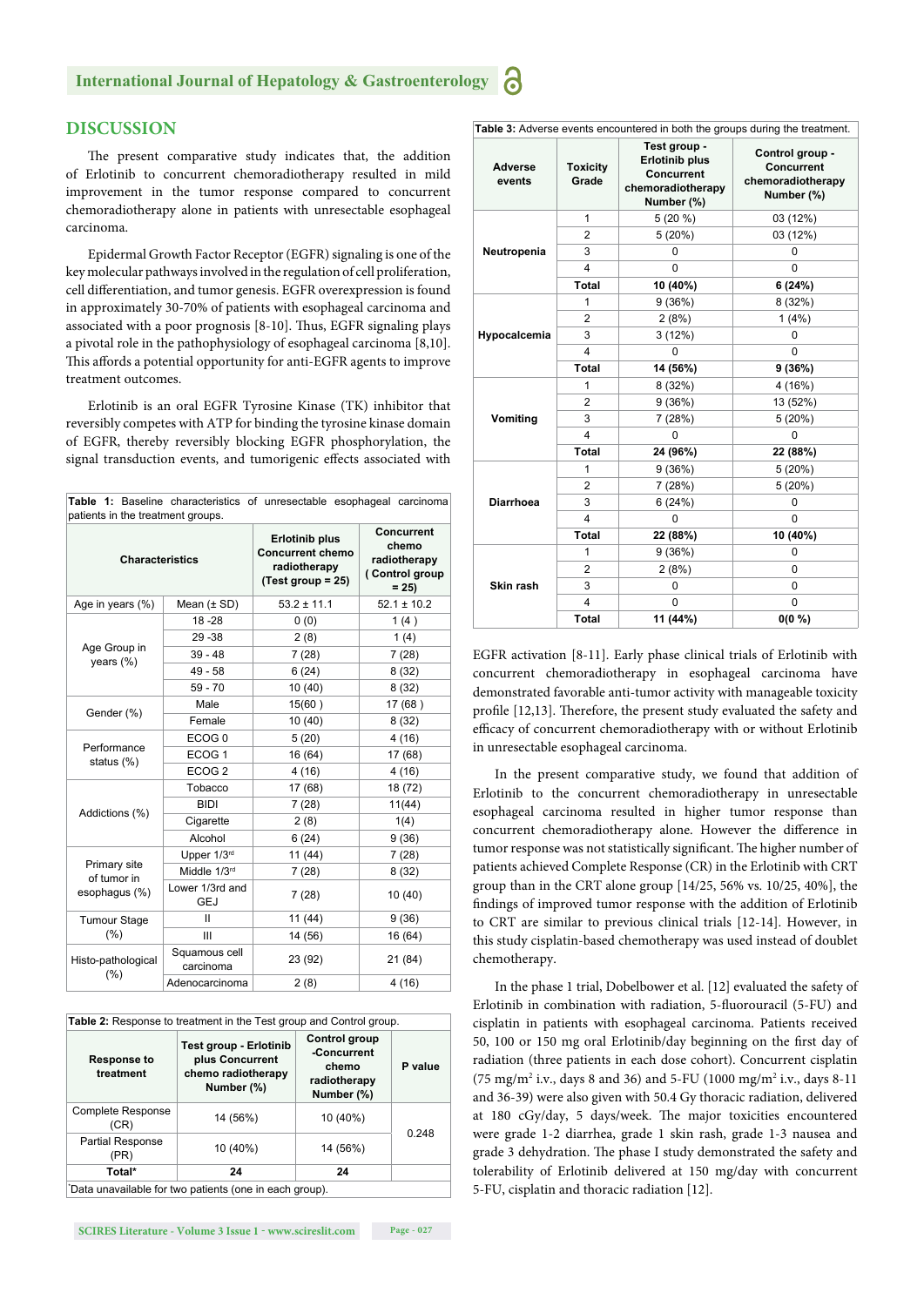## DISCUSSION

The present comparative study indicates that, the addition of Erlotinib to concurrent chemoradiotherapy resulted in mild improvement in the tumor response compared to concurrent chemoradiotherapy alone in patients with unresectable esophageal carcinoma.

Epidermal Growth Factor Receptor (EGFR) signaling is one of the key molecular pathways involved in the regulation of cell proliferation, cell differentiation, and tumor genesis. EGFR overexpression is found in approximately 30-70% of patients with esophageal carcinoma and associated with a poor prognosis [8-10]. Thus, EGFR signaling plays a pivotal role in the pathophysiology of esophageal carcinoma [8,10]. This affords a potential opportunity for anti-EGFR agents to improve treatment outcomes.

Erlotinib is an oral EGFR Tyrosine Kinase (TK) inhibitor that reversibly competes with ATP for binding the tyrosine kinase domain of EGFR, thereby reversibly blocking EGFR phosphorylation, the signal transduction events, and tumorigenic effects associated with EGFR activation [8-11]. Early phase clinical trials of Erlotinib with concurrent chemoradiotherapy in esophageal carcinoma have demonstrated favorable anti-tumor activity with manageable toxicity profile [12,13]. Therefore, the present study evaluated the safety and efficacy of concurrent chemoradiotherapy with or without Erlotinib in unresectable esophageal carcinoma.

**Table 1:** Baseline characteristics of unresectable esophageal carcinoma patients in the treatment groups.

| Characteristics | | Erlotinib plus Concurrent chemo radiotherapy (Test group = 25) | Concurrent chemo radiotherapy ( Control group = 25) |
|---|---|---|---|
| Age in years (%) | Mean (± SD) | 53.2 ± 11.1 | 52.1 ± 10.2 |
| Age Group in years (%) | 18 -28 | 0 (0) | 1 (4 ) |
| | 29 -38 | 2 (8) | 1 (4) |
| | 39 - 48 | 7 (28) | 7 (28) |
| | 49 - 58 | 6 (24) | 8 (32) |
| | 59 - 70 | 10 (40) | 8 (32) |
| Gender (%) | Male | 15(60 ) | 17 (68 ) |
| | Female | 10 (40) | 8 (32) |
| Performance status (%) | ECOG 0 | 5 (20) | 4 (16) |
| | ECOG 1 | 16 (64) | 17 (68) |
| | ECOG 2 | 4 (16) | 4 (16) |
| Addictions (%) | Tobacco | 17 (68) | 18 (72) |
| | BIDI | 7 (28) | 11(44) |
| | Cigarette | 2 (8) | 1(4) |
| | Alcohol | 6 (24) | 9 (36) |
| Primary site of tumor in esophagus (%) | Upper 1/3rd | 11 (44) | 7 (28) |
| | Middle 1/3rd | 7 (28) | 8 (32) |
| | Lower 1/3rd and GEJ | 7 (28) | 10 (40) |
| Tumour Stage (%) | II | 11 (44) | 9 (36) |
| | III | 14 (56) | 16 (64) |
| Histo-pathological (%) | Squamous cell carcinoma | 23 (92) | 21 (84) |
| | Adenocarcinoma | 2 (8) | 4 (16) |

**Table 2:** Response to treatment in the Test group and Control group.

| Response to treatment | Test group - Erlotinib plus Concurrent chemo radiotherapy Number (%) | Control group -Concurrent chemo radiotherapy Number (%) | P value |
|---|---|---|---|
| Complete Response (CR) | 14 (56%) | 10 (40%) | 0.248 |
| Partial Response (PR) | 10 (40%) | 14 (56%) | |
| Total* | 24 | 24 | |

*Data unavailable for two patients (one in each group).

**Table 3:** Adverse events encountered in both the groups during the treatment.

| Adverse events | Toxicity Grade | Test group - Erlotinib plus Concurrent chemoradiotherapy Number (%) | Control group - Concurrent chemoradiotherapy Number (%) |
|---|---|---|---|
| Neutropenia | 1 | 5 (20 %) | 03 (12%) |
| | 2 | 5 (20%) | 03 (12%) |
| | 3 | 0 | 0 |
| | 4 | 0 | 0 |
| | Total | **10 (40%)** | **6 (24%)** |
| Hypocalcemia | 1 | 9 (36%) | 8 (32%) |
| | 2 | 2 (8%) | 1 (4%) |
| | 3 | 3 (12%) | 0 |
| | 4 | 0 | 0 |
| | Total | **14 (56%)** | **9 (36%)** |
| Vomiting | 1 | 8 (32%) | 4 (16%) |
| | 2 | 9 (36%) | 13 (52%) |
| | 3 | 7 (28%) | 5 (20%) |
| | 4 | 0 | 0 |
| | Total | **24 (96%)** | **22 (88%)** |
| Diarrhoea | 1 | 9 (36%) | 5 (20%) |
| | 2 | 7 (28%) | 5 (20%) |
| | 3 | 6 (24%) | 0 |
| | 4 | 0 | 0 |
| | Total | **22 (88%)** | **10 (40%)** |
| Skin rash | 1 | 9 (36%) | 0 |
| | 2 | 2 (8%) | 0 |
| | 3 | 0 | 0 |
| | 4 | 0 | 0 |
| | Total | **11 (44%)** | **0(0 %)** |

In the present comparative study, we found that addition of Erlotinib to the concurrent chemoradiotherapy in unresectable esophageal carcinoma resulted in higher tumor response than concurrent chemoradiotherapy alone. However the difference in tumor response was not statistically significant. The higher number of patients achieved Complete Response (CR) in the Erlotinib with CRT group than in the CRT alone group [14/25, 56% vs. 10/25, 40%], the findings of improved tumor response with the addition of Erlotinib to CRT are similar to previous clinical trials [12-14]. However, in this study cisplatin-based chemotherapy was used instead of doublet chemotherapy.

In the phase 1 trial, Dobelbower et al. [12] evaluated the safety of Erlotinib in combination with radiation, 5-fluorouracil (5-FU) and cisplatin in patients with esophageal carcinoma. Patients received 50, 100 or 150 mg oral Erlotinib/day beginning on the first day of radiation (three patients in each dose cohort). Concurrent cisplatin (75 mg/m$^2$ i.v., days 8 and 36) and 5-FU (1000 mg/m$^2$ i.v., days 8-11 and 36-39) were also given with 50.4 Gy thoracic radiation, delivered at 180 cGy/day, 5 days/week. The major toxicities encountered were grade 1-2 diarrhea, grade 1 skin rash, grade 1-3 nausea and grade 3 dehydration. The phase I study demonstrated the safety and tolerability of Erlotinib delivered at 150 mg/day with concurrent 5-FU, cisplatin and thoracic radiation [12].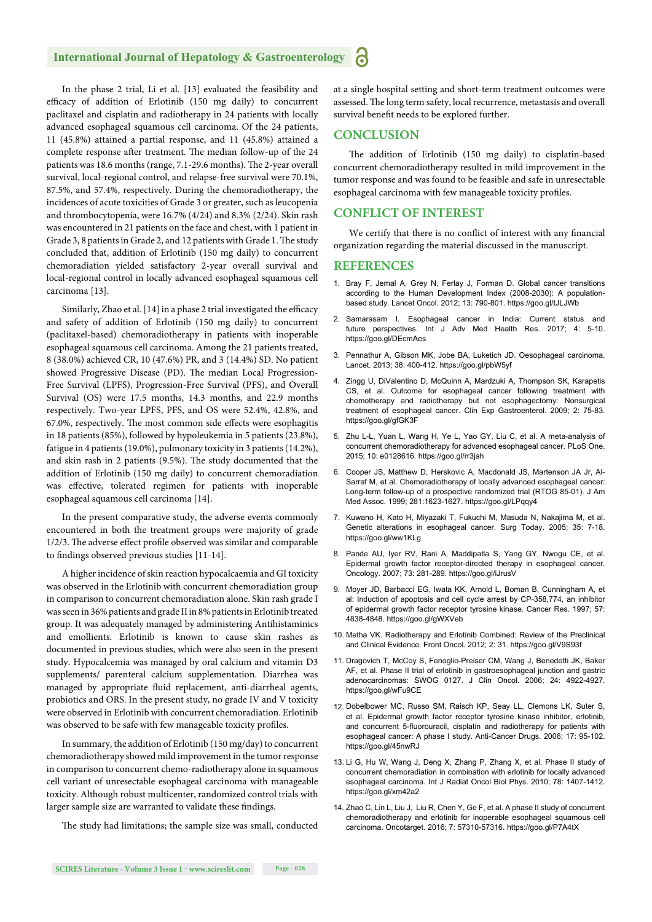In the phase 2 trial, Li et al. [13] evaluated the feasibility and efficacy of addition of Erlotinib (150 mg daily) to concurrent paclitaxel and cisplatin and radiotherapy in 24 patients with locally advanced esophageal squamous cell carcinoma. Of the 24 patients, 11 (45.8%) attained a partial response, and 11 (45.8%) attained a complete response after treatment. The median follow-up of the 24 patients was 18.6 months (range, 7.1-29.6 months). The 2-year overall survival, local-regional control, and relapse-free survival were 70.1%, 87.5%, and 57.4%, respectively. During the chemoradiotherapy, the incidences of acute toxicities of Grade 3 or greater, such as leucopenia and thrombocytopenia, were 16.7% (4/24) and 8.3% (2/24). Skin rash was encountered in 21 patients on the face and chest, with 1 patient in Grade 3, 8 patients in Grade 2, and 12 patients with Grade 1. The study concluded that, addition of Erlotinib (150 mg daily) to concurrent chemoradiation yielded satisfactory 2-year overall survival and local-regional control in locally advanced esophageal squamous cell carcinoma [13].

Similarly, Zhao et al. [14] in a phase 2 trial investigated the efficacy and safety of addition of Erlotinib (150 mg daily) to concurrent (paclitaxel-based) chemoradiotherapy in patients with inoperable esophageal squamous cell carcinoma. Among the 21 patients treated, 8 (38.0%) achieved CR, 10 (47.6%) PR, and 3 (14.4%) SD. No patient showed Progressive Disease (PD). The median Local Progression-Free Survival (LPFS), Progression-Free Survival (PFS), and Overall Survival (OS) were 17.5 months, 14.3 months, and 22.9 months respectively. Two-year LPFS, PFS, and OS were 52.4%, 42.8%, and 67.0%, respectively. The most common side effects were esophagitis in 18 patients (85%), followed by hypoleukemia in 5 patients (23.8%), fatigue in 4 patients (19.0%), pulmonary toxicity in 3 patients (14.2%), and skin rash in 2 patients (9.5%). The study documented that the addition of Erlotinib (150 mg daily) to concurrent chemoradiation was effective, tolerated regimen for patients with inoperable esophageal squamous cell carcinoma [14].

In the present comparative study, the adverse events commonly encountered in both the treatment groups were majority of grade 1/2/3. The adverse effect profile observed was similar and comparable to findings observed previous studies [11-14].

A higher incidence of skin reaction hypocalcaemia and GI toxicity was observed in the Erlotinib with concurrent chemoradiation group in comparison to concurrent chemoradiation alone. Skin rash grade I was seen in 36% patients and grade II in 8% patients in Erlotinib treated group. It was adequately managed by administering Antihistaminics and emollients. Erlotinib is known to cause skin rashes as documented in previous studies, which were also seen in the present study. Hypocalcemia was managed by oral calcium and vitamin D3 supplements/ parenteral calcium supplementation. Diarrhea was managed by appropriate fluid replacement, anti-diarrheal agents, probiotics and ORS. In the present study, no grade IV and V toxicity were observed in Erlotinib with concurrent chemoradiation. Erlotinib was observed to be safe with few manageable toxicity profiles.

In summary, the addition of Erlotinib (150 mg/day) to concurrent chemoradiotherapy showed mild improvement in the tumor response in comparison to concurrent chemo-radiotherapy alone in squamous cell variant of unresectable esophageal carcinoma with manageable toxicity. Although robust multicenter, randomized control trials with larger sample size are warranted to validate these findings.

The study had limitations; the sample size was small, conducted at a single hospital setting and short-term treatment outcomes were assessed. The long term safety, local recurrence, metastasis and overall survival benefit needs to be explored further.

## CONCLUSION

The addition of Erlotinib (150 mg daily) to cisplatin-based concurrent chemoradiotherapy resulted in mild improvement in the tumor response and was found to be feasible and safe in unresectable esophageal carcinoma with few manageable toxicity profiles.

## CONFLICT OF INTEREST

We certify that there is no conflict of interest with any financial organization regarding the material discussed in the manuscript.

## REFERENCES

1. Bray F, Jemal A, Grey N, Ferlay J, Forman D. Global cancer transitions according to the Human Development Index (2008-2030): A population-based study. Lancet Oncol. 2012; 13: 790-801. https://goo.gl/tJLJWb
2. Samarasam I. Esophageal cancer in India: Current status and future perspectives. Int J Adv Med Health Res. 2017; 4: 5-10. https://goo.gl/DEcmAes
3. Pennathur A, Gibson MK, Jobe BA, Luketich JD. Oesophageal carcinoma. Lancet. 2013; 38: 400-412. https://goo.gl/pbW5yf
4. Zingg U, DiValentino D, McQuinn A, Mardzuki A, Thompson SK, Karapetis CS, et al. Outcome for esophageal cancer following treatment with chemotherapy and radiotherapy but not esophagectomy: Nonsurgical treatment of esophageal cancer. Clin Exp Gastroenterol. 2009; 2: 75-83. https://goo.gl/gfGK3F
5. Zhu L-L, Yuan L, Wang H, Ye L, Yao GY, Liu C, et al. A meta-analysis of concurrent chemoradiotherapy for advanced esophageal cancer. PLoS One. 2015; 10: e0128616. https://goo.gl/rr3jah
6. Cooper JS, Matthew D, Herskovic A, Macdonald JS, Martenson JA Jr, Al-Sarraf M, et al. Chemoradiotherapy of locally advanced esophageal cancer: Long-term follow-up of a prospective randomized trial (RTOG 85-01). J Am Med Assoc. 1999; 281:1623-1627. https://goo.gl/LPqqy4
7. Kuwano H, Kato H, Miyazaki T, Fukuchi M, Masuda N, Nakajima M, et al. Genetic alterations in esophageal cancer. Surg Today. 2005; 35: 7-18. https://goo.gl/ww1KLg
8. Pande AU, Iyer RV, Rani A, Maddipatla S, Yang GY, Nwogu CE, et al. Epidermal growth factor receptor-directed therapy in esophageal cancer. Oncology. 2007; 73: 281-289. https://goo.gl/iJrusV
9. Moyer JD, Barbacci EG, Iwata KK, Arnold L, Boman B, Cunningham A, et al: Induction of apoptosis and cell cycle arrest by CP-358,774, an inhibitor of epidermal growth factor receptor tyrosine kinase. Cancer Res. 1997; 57: 4838-4848. https://goo.gl/gWXVeb
10. Metha VK. Radiotherapy and Erlotinib Combined: Review of the Preclinical and Clinical Evidence. Front Oncol. 2012; 2: 31. https://goo.gl/V9S93f
11. Dragovich T, McCoy S, Fenoglio-Preiser CM, Wang J, Benedetti JK, Baker AF, et al. Phase II trial of erlotinib in gastroesophageal junction and gastric adenocarcinomas: SWOG 0127. J Clin Oncol. 2006; 24: 4922-4927. https://goo.gl/wFu9CE
12. Dobelbower MC, Russo SM, Raisch KP, Seay LL, Clemons LK, Suter S, et al. Epidermal growth factor receptor tyrosine kinase inhibitor, erlotinib, and concurrent 5-fluorouracil, cisplatin and radiotherapy for patients with esophageal cancer: A phase I study. Anti-Cancer Drugs. 2006; 17: 95-102. https://goo.gl/45nwRJ
13. Li G, Hu W, Wang J, Deng X, Zhang P, Zhang X, et al. Phase II study of concurrent chemoradiation in combination with erlotinib for locally advanced esophageal carcinoma. Int J Radiat Oncol Biol Phys. 2010; 78: 1407-1412. https://goo.gl/xm42a2
14. Zhao C, Lin L, Liu J, Liu R, Chen Y, Ge F, et al. A phase II study of concurrent chemoradiotherapy and erlotinib for inoperable esophageal squamous cell carcinoma. Oncotarget. 2016; 7: 57310-57316. https://goo.gl/P7A4tX